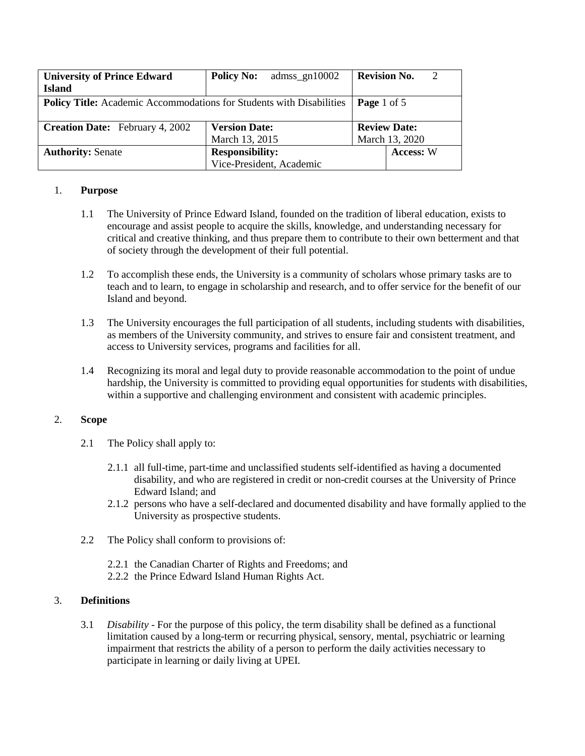| University of Prince Edward Island | Policy No: admss_gn10002 | Revision No. 2 | |
|---|---|---|---|
| **Policy Title:** Academic Accommodations for Students with Disabilities | | **Page** 1 of 5 | |
| **Creation Date:** February 4, 2002 | **Version Date:** March 13, 2015 | **Review Date:** March 13, 2020 | |
| **Authority:** Senate | **Responsibility:** Vice-President, Academic | | **Access:** W |

1. **Purpose**

   1.1 The University of Prince Edward Island, founded on the tradition of liberal education, exists to encourage and assist people to acquire the skills, knowledge, and understanding necessary for critical and creative thinking, and thus prepare them to contribute to their own betterment and that of society through the development of their full potential.

   1.2 To accomplish these ends, the University is a community of scholars whose primary tasks are to teach and to learn, to engage in scholarship and research, and to offer service for the benefit of our Island and beyond.

   1.3 The University encourages the full participation of all students, including students with disabilities, as members of the University community, and strives to ensure fair and consistent treatment, and access to University services, programs and facilities for all.

   1.4 Recognizing its moral and legal duty to provide reasonable accommodation to the point of undue hardship, the University is committed to providing equal opportunities for students with disabilities, within a supportive and challenging environment and consistent with academic principles.

2. **Scope**

   2.1 The Policy shall apply to:

   2.1.1 all full-time, part-time and unclassified students self-identified as having a documented disability, and who are registered in credit or non-credit courses at the University of Prince Edward Island; and

   2.1.2 persons who have a self-declared and documented disability and have formally applied to the University as prospective students.

   2.2 The Policy shall conform to provisions of:

   2.2.1 the Canadian Charter of Rights and Freedoms; and

   2.2.2 the Prince Edward Island Human Rights Act.

3. **Definitions**

   3.1 *Disability* - For the purpose of this policy, the term disability shall be defined as a functional limitation caused by a long-term or recurring physical, sensory, mental, psychiatric or learning impairment that restricts the ability of a person to perform the daily activities necessary to participate in learning or daily living at UPEI.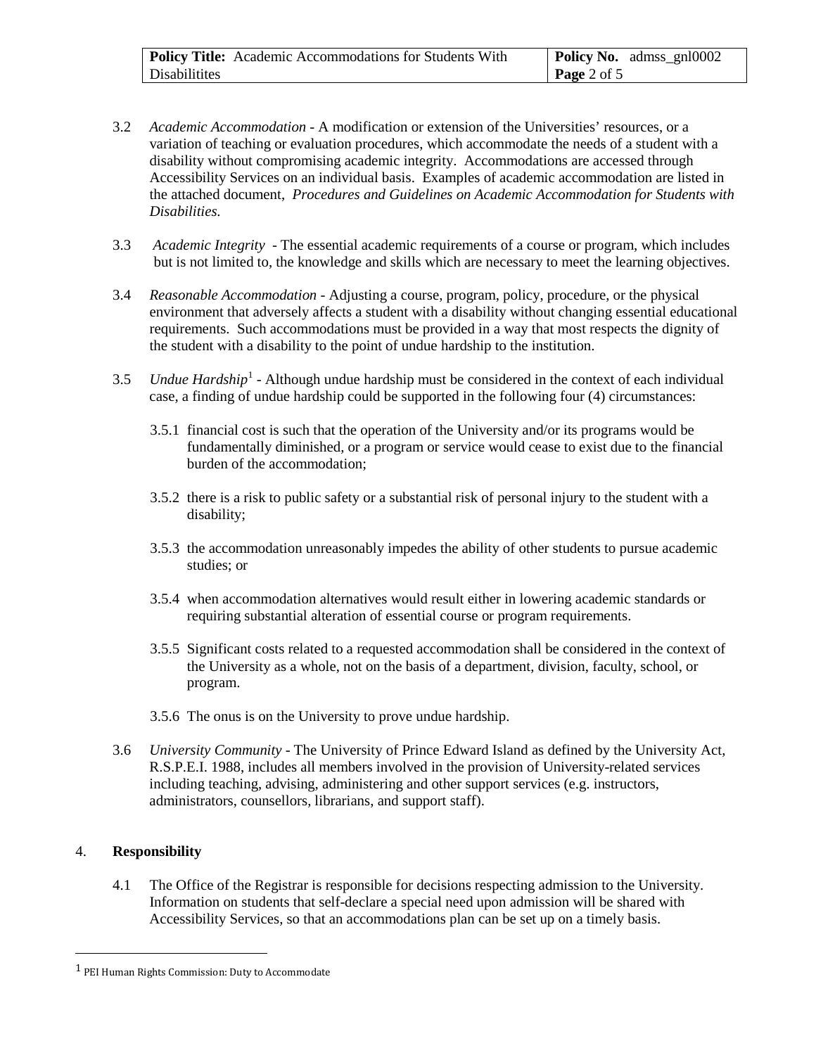3.2 *Academic Accommodation* - A modification or extension of the Universities' resources, or a variation of teaching or evaluation procedures, which accommodate the needs of a student with a disability without compromising academic integrity. Accommodations are accessed through Accessibility Services on an individual basis. Examples of academic accommodation are listed in the attached document, *Procedures and Guidelines on Academic Accommodation for Students with Disabilities.*

3.3 *Academic Integrity* - The essential academic requirements of a course or program, which includes but is not limited to, the knowledge and skills which are necessary to meet the learning objectives.

3.4 *Reasonable Accommodation* - Adjusting a course, program, policy, procedure, or the physical environment that adversely affects a student with a disability without changing essential educational requirements. Such accommodations must be provided in a way that most respects the dignity of the student with a disability to the point of undue hardship to the institution.

3.5 *Undue Hardship*[1] - Although undue hardship must be considered in the context of each individual case, a finding of undue hardship could be supported in the following four (4) circumstances:

3.5.1 financial cost is such that the operation of the University and/or its programs would be fundamentally diminished, or a program or service would cease to exist due to the financial burden of the accommodation;

3.5.2 there is a risk to public safety or a substantial risk of personal injury to the student with a disability;

3.5.3 the accommodation unreasonably impedes the ability of other students to pursue academic studies; or

3.5.4 when accommodation alternatives would result either in lowering academic standards or requiring substantial alteration of essential course or program requirements.

3.5.5 Significant costs related to a requested accommodation shall be considered in the context of the University as a whole, not on the basis of a department, division, faculty, school, or program.

3.5.6 The onus is on the University to prove undue hardship.

3.6 *University Community* - The University of Prince Edward Island as defined by the University Act, R.S.P.E.I. 1988, includes all members involved in the provision of University-related services including teaching, advising, administering and other support services (e.g. instructors, administrators, counsellors, librarians, and support staff).

## 4. **Responsibility**

4.1 The Office of the Registrar is responsible for decisions respecting admission to the University. Information on students that self-declare a special need upon admission will be shared with Accessibility Services, so that an accommodations plan can be set up on a timely basis.

[1] PEI Human Rights Commission: Duty to Accommodate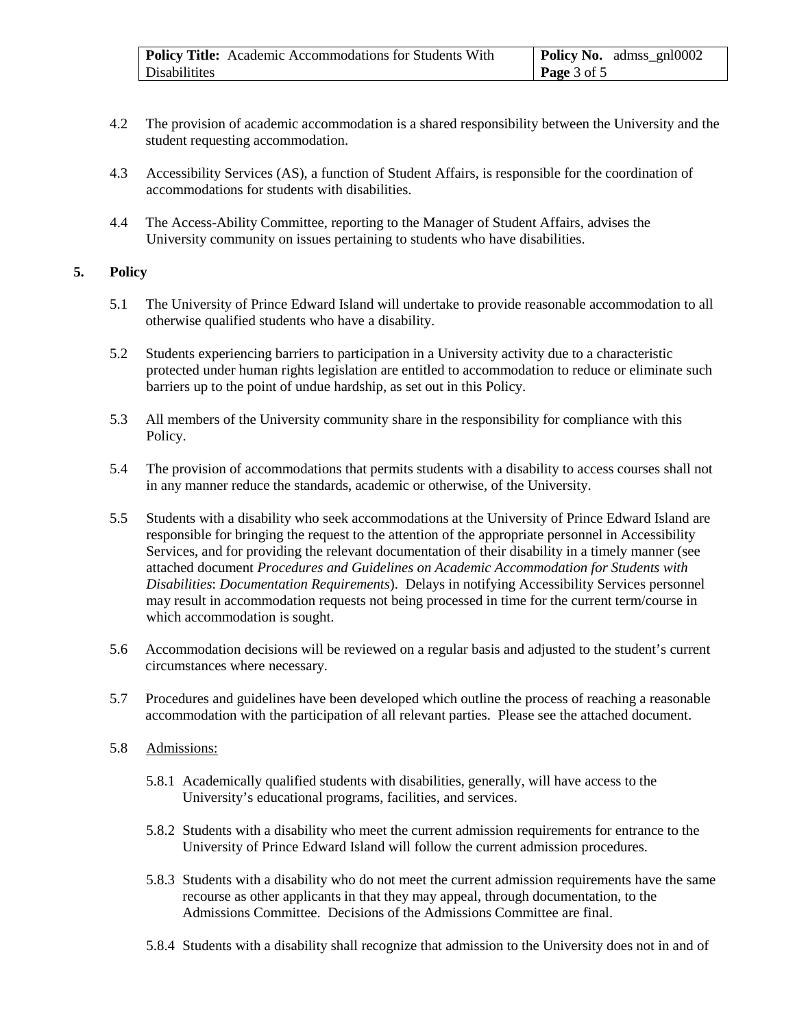4.2 The provision of academic accommodation is a shared responsibility between the University and the student requesting accommodation.

4.3 Accessibility Services (AS), a function of Student Affairs, is responsible for the coordination of accommodations for students with disabilities.

4.4 The Access-Ability Committee, reporting to the Manager of Student Affairs, advises the University community on issues pertaining to students who have disabilities.

## 5. Policy

5.1 The University of Prince Edward Island will undertake to provide reasonable accommodation to all otherwise qualified students who have a disability.

5.2 Students experiencing barriers to participation in a University activity due to a characteristic protected under human rights legislation are entitled to accommodation to reduce or eliminate such barriers up to the point of undue hardship, as set out in this Policy.

5.3 All members of the University community share in the responsibility for compliance with this Policy.

5.4 The provision of accommodations that permits students with a disability to access courses shall not in any manner reduce the standards, academic or otherwise, of the University.

5.5 Students with a disability who seek accommodations at the University of Prince Edward Island are responsible for bringing the request to the attention of the appropriate personnel in Accessibility Services, and for providing the relevant documentation of their disability in a timely manner (see attached document *Procedures and Guidelines on Academic Accommodation for Students with Disabilities*: *Documentation Requirements*). Delays in notifying Accessibility Services personnel may result in accommodation requests not being processed in time for the current term/course in which accommodation is sought.

5.6 Accommodation decisions will be reviewed on a regular basis and adjusted to the student's current circumstances where necessary.

5.7 Procedures and guidelines have been developed which outline the process of reaching a reasonable accommodation with the participation of all relevant parties. Please see the attached document.

5.8 Admissions:

5.8.1 Academically qualified students with disabilities, generally, will have access to the University's educational programs, facilities, and services.

5.8.2 Students with a disability who meet the current admission requirements for entrance to the University of Prince Edward Island will follow the current admission procedures.

5.8.3 Students with a disability who do not meet the current admission requirements have the same recourse as other applicants in that they may appeal, through documentation, to the Admissions Committee. Decisions of the Admissions Committee are final.

5.8.4 Students with a disability shall recognize that admission to the University does not in and of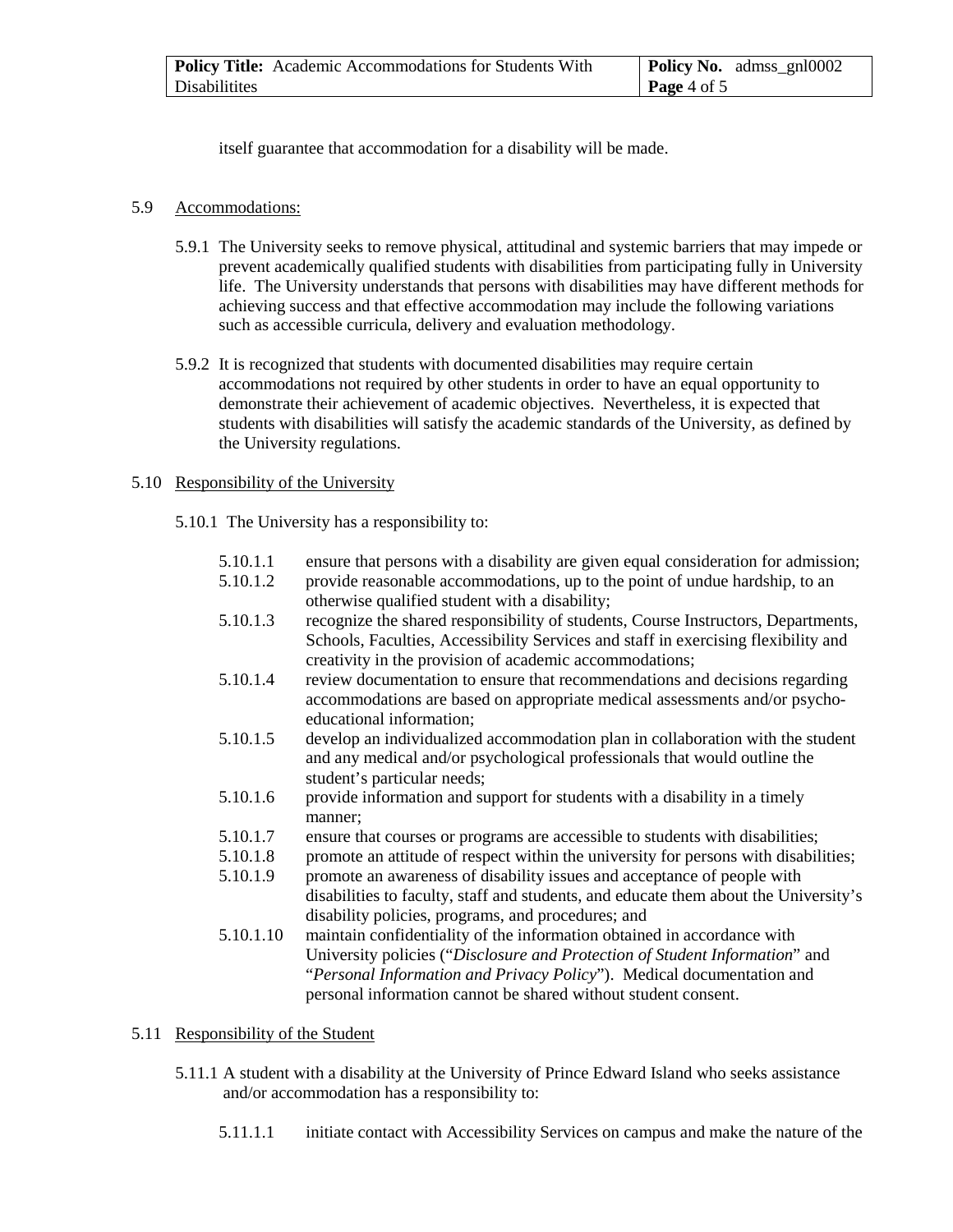itself guarantee that accommodation for a disability will be made.

5.9 Accommodations:

5.9.1 The University seeks to remove physical, attitudinal and systemic barriers that may impede or prevent academically qualified students with disabilities from participating fully in University life. The University understands that persons with disabilities may have different methods for achieving success and that effective accommodation may include the following variations such as accessible curricula, delivery and evaluation methodology.

5.9.2 It is recognized that students with documented disabilities may require certain accommodations not required by other students in order to have an equal opportunity to demonstrate their achievement of academic objectives. Nevertheless, it is expected that students with disabilities will satisfy the academic standards of the University, as defined by the University regulations.

5.10 Responsibility of the University

5.10.1 The University has a responsibility to:

5.10.1.1 ensure that persons with a disability are given equal consideration for admission;

5.10.1.2 provide reasonable accommodations, up to the point of undue hardship, to an otherwise qualified student with a disability;

5.10.1.3 recognize the shared responsibility of students, Course Instructors, Departments, Schools, Faculties, Accessibility Services and staff in exercising flexibility and creativity in the provision of academic accommodations;

5.10.1.4 review documentation to ensure that recommendations and decisions regarding accommodations are based on appropriate medical assessments and/or psycho-educational information;

5.10.1.5 develop an individualized accommodation plan in collaboration with the student and any medical and/or psychological professionals that would outline the student's particular needs;

5.10.1.6 provide information and support for students with a disability in a timely manner;

5.10.1.7 ensure that courses or programs are accessible to students with disabilities;

5.10.1.8 promote an attitude of respect within the university for persons with disabilities;

5.10.1.9 promote an awareness of disability issues and acceptance of people with disabilities to faculty, staff and students, and educate them about the University's disability policies, programs, and procedures; and

5.10.1.10 maintain confidentiality of the information obtained in accordance with University policies ("*Disclosure and Protection of Student Information*" and "*Personal Information and Privacy Policy*"). Medical documentation and personal information cannot be shared without student consent.

5.11 Responsibility of the Student

5.11.1 A student with a disability at the University of Prince Edward Island who seeks assistance and/or accommodation has a responsibility to:

5.11.1.1 initiate contact with Accessibility Services on campus and make the nature of the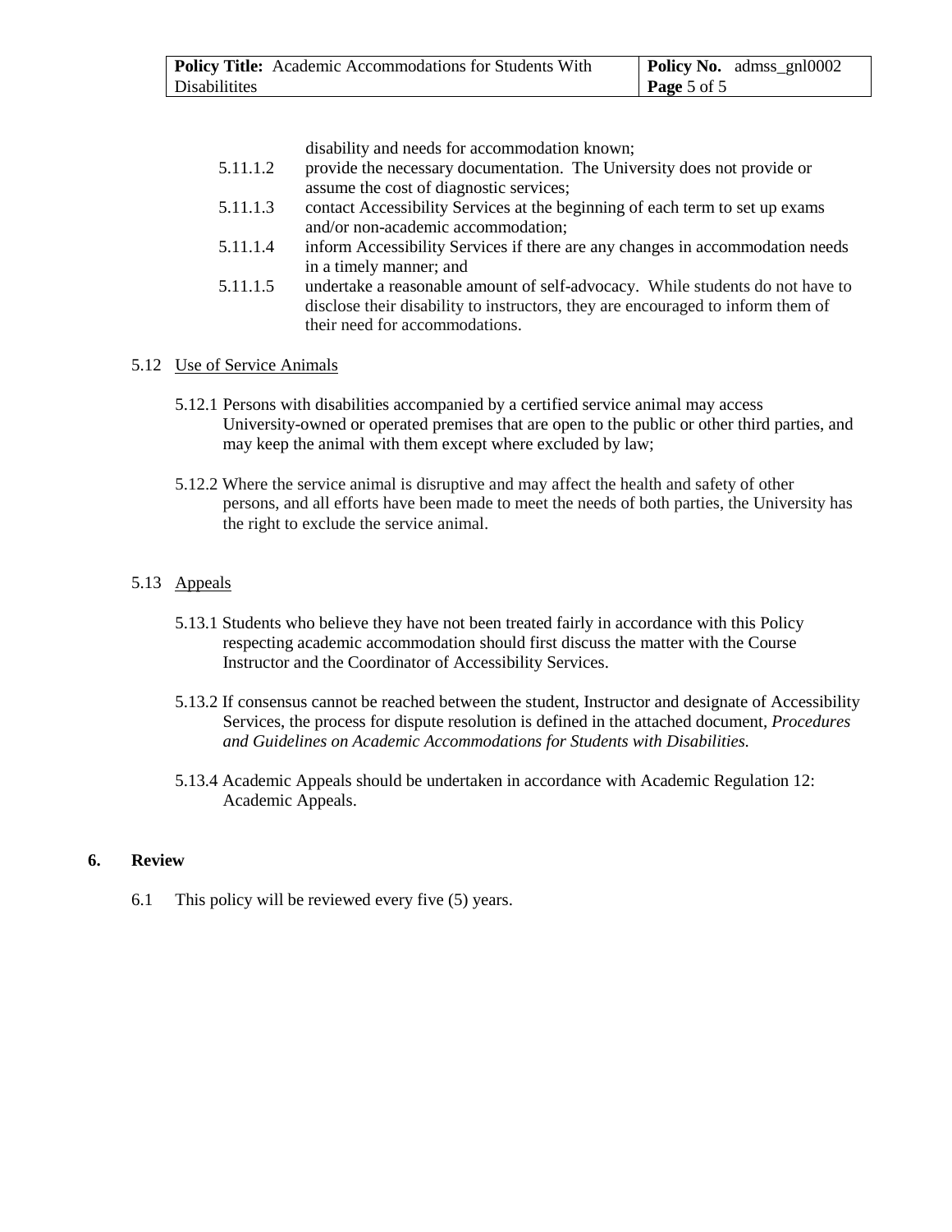disability and needs for accommodation known;

5.11.1.2 provide the necessary documentation. The University does not provide or assume the cost of diagnostic services;

5.11.1.3 contact Accessibility Services at the beginning of each term to set up exams and/or non-academic accommodation;

5.11.1.4 inform Accessibility Services if there are any changes in accommodation needs in a timely manner; and

5.11.1.5 undertake a reasonable amount of self-advocacy. While students do not have to disclose their disability to instructors, they are encouraged to inform them of their need for accommodations.

5.12 Use of Service Animals

5.12.1 Persons with disabilities accompanied by a certified service animal may access University-owned or operated premises that are open to the public or other third parties, and may keep the animal with them except where excluded by law;

5.12.2 Where the service animal is disruptive and may affect the health and safety of other persons, and all efforts have been made to meet the needs of both parties, the University has the right to exclude the service animal.

5.13 Appeals

5.13.1 Students who believe they have not been treated fairly in accordance with this Policy respecting academic accommodation should first discuss the matter with the Course Instructor and the Coordinator of Accessibility Services.

5.13.2 If consensus cannot be reached between the student, Instructor and designate of Accessibility Services, the process for dispute resolution is defined in the attached document, *Procedures and Guidelines on Academic Accommodations for Students with Disabilities.*

5.13.4 Academic Appeals should be undertaken in accordance with Academic Regulation 12: Academic Appeals.

## 6. Review

6.1 This policy will be reviewed every five (5) years.